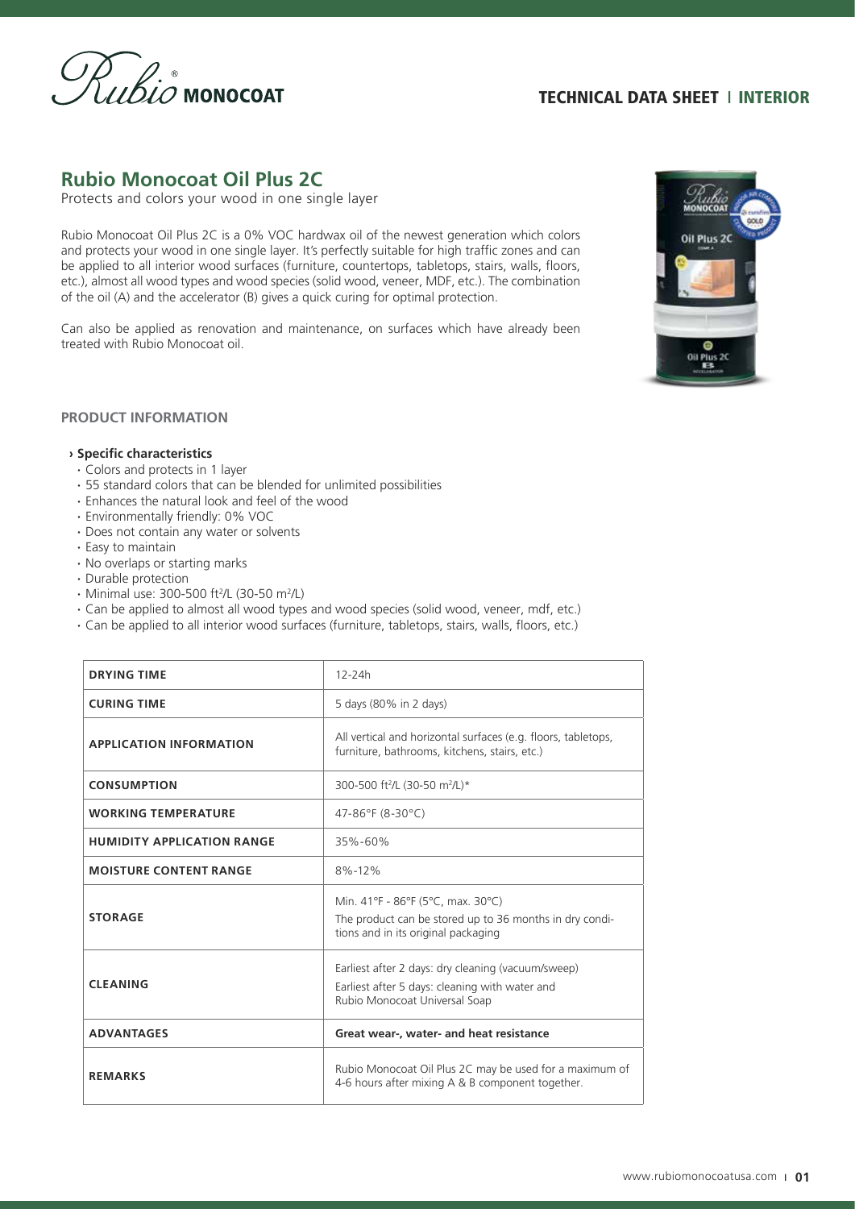TECHNICAL DATA SHEET | INTERIOR

# Rubio Monocoat Oil Plus 2C

Protects and colors your wood in one single layer

Rubio Monocoat Oil Plus 2C is a 0% VOC hardwax oil of the newest generation which colors and protects your wood in one single layer. It's perfectly suitable for high traffic zones and can be applied to all interior wood surfaces (furniture, countertops, tabletops, stairs, walls, floors, etc.), almost all wood types and wood species (solid wood, veneer, MDF, etc.). The combination of the oil (A) and the accelerator (B) gives a quick curing for optimal protection.

Can also be applied as renovation and maintenance, on surfaces which have already been treated with Rubio Monocoat oil.

## PRODUCT INFORMATION

**› Specific characteristics**

- Colors and protects in 1 layer
- 55 standard colors that can be blended for unlimited possibilities
- Enhances the natural look and feel of the wood
- Environmentally friendly: 0% VOC
- Does not contain any water or solvents
- Easy to maintain
- No overlaps or starting marks
- Durable protection
- Minimal use: 300-500 ft²/L (30-50 m²/L)
- Can be applied to almost all wood types and wood species (solid wood, veneer, mdf, etc.)
- Can be applied to all interior wood surfaces (furniture, tabletops, stairs, walls, floors, etc.)

| | |
|---|---|
| **DRYING TIME** | 12-24h |
| **CURING TIME** | 5 days (80% in 2 days) |
| **APPLICATION INFORMATION** | All vertical and horizontal surfaces (e.g. floors, tabletops, furniture, bathrooms, kitchens, stairs, etc.) |
| **CONSUMPTION** | 300-500 ft²/L (30-50 m²/L)* |
| **WORKING TEMPERATURE** | 47-86°F (8-30°C) |
| **HUMIDITY APPLICATION RANGE** | 35%-60% |
| **MOISTURE CONTENT RANGE** | 8%-12% |
| **STORAGE** | Min. 41°F - 86°F (5°C, max. 30°C)<br>The product can be stored up to 36 months in dry conditions and in its original packaging |
| **CLEANING** | Earliest after 2 days: dry cleaning (vacuum/sweep)<br>Earliest after 5 days: cleaning with water and Rubio Monocoat Universal Soap |
| **ADVANTAGES** | **Great wear-, water- and heat resistance** |
| **REMARKS** | Rubio Monocoat Oil Plus 2C may be used for a maximum of 4-6 hours after mixing A & B component together. |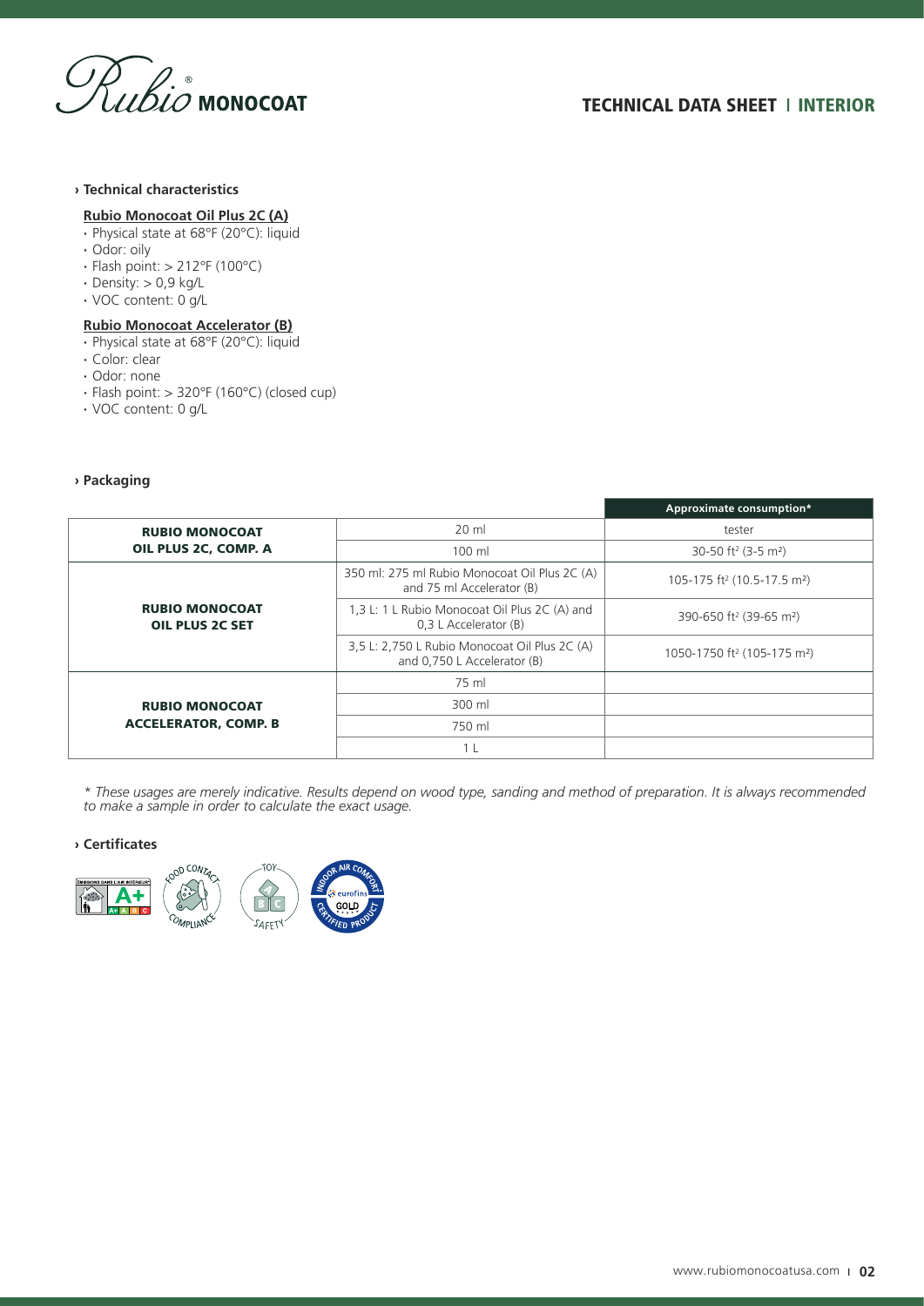### › Technical characteristics

**Rubio Monocoat Oil Plus 2C (A)**

- Physical state at 68°F (20°C): liquid
- Odor: oily
- Flash point: > 212°F (100°C)
- Density: > 0,9 kg/L
- VOC content: 0 g/L

**Rubio Monocoat Accelerator (B)**

- Physical state at 68°F (20°C): liquid
- Color: clear
- Odor: none
- Flash point: > 320°F (160°C) (closed cup)
- VOC content: 0 g/L

### › Packaging

| | | Approximate consumption* |
|---|---|---|
| **RUBIO MONOCOAT OIL PLUS 2C, COMP. A** | 20 ml | tester |
| | 100 ml | 30-50 ft² (3-5 m²) |
| **RUBIO MONOCOAT OIL PLUS 2C SET** | 350 ml: 275 ml Rubio Monocoat Oil Plus 2C (A) and 75 ml Accelerator (B) | 105-175 ft² (10.5-17.5 m²) |
| | 1,3 L: 1 L Rubio Monocoat Oil Plus 2C (A) and 0,3 L Accelerator (B) | 390-650 ft² (39-65 m²) |
| | 3,5 L: 2,750 L Rubio Monocoat Oil Plus 2C (A) and 0,750 L Accelerator (B) | 1050-1750 ft² (105-175 m²) |
| **RUBIO MONOCOAT ACCELERATOR, COMP. B** | 75 ml | |
| | 300 ml | |
| | 750 ml | |
| | 1 L | |

*\* These usages are merely indicative. Results depend on wood type, sanding and method of preparation. It is always recommended to make a sample in order to calculate the exact usage.*

### › Certificates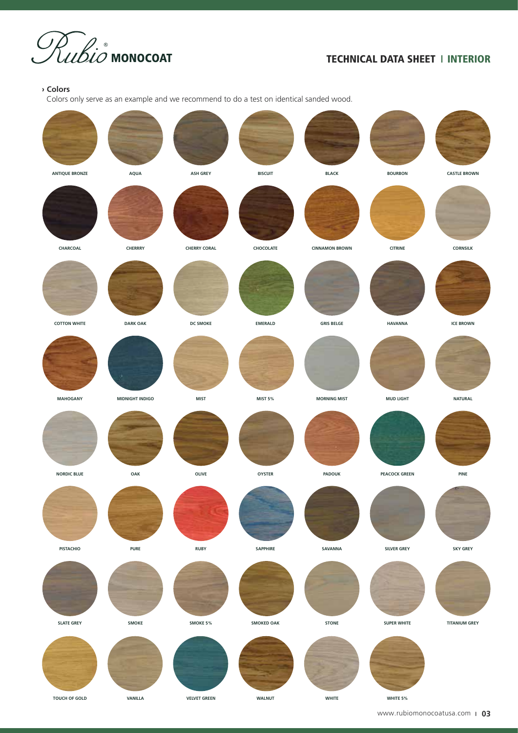› **Colors**

Colors only serve as an example and we recommend to do a test on identical sanded wood.

| | | | | | | |
|---|---|---|---|---|---|---|
| ANTIQUE BRONZE | AQUA | ASH GREY | BISCUIT | BLACK | BOURBON | CASTLE BROWN |
| CHARCOAL | CHERRRY | CHERRY CORAL | CHOCOLATE | CINNAMON BROWN | CITRINE | CORNSILK |
| COTTON WHITE | DARK OAK | DC SMOKE | EMERALD | GRIS BELGE | HAVANNA | ICE BROWN |
| MAHOGANY | MIDNIGHT INDIGO | MIST | MIST 5% | MORNING MIST | MUD LIGHT | NATURAL |
| NORDIC BLUE | OAK | OLIVE | OYSTER | PADOUK | PEACOCK GREEN | PINE |
| PISTACHIO | PURE | RUBY | SAPPHIRE | SAVANNA | SILVER GREY | SKY GREY |
| SLATE GREY | SMOKE | SMOKE 5% | SMOKED OAK | STONE | SUPER WHITE | TITANIUM GREY |
| TOUCH OF GOLD | VANILLA | VELVET GREEN | WALNUT | WHITE | WHITE 5% | |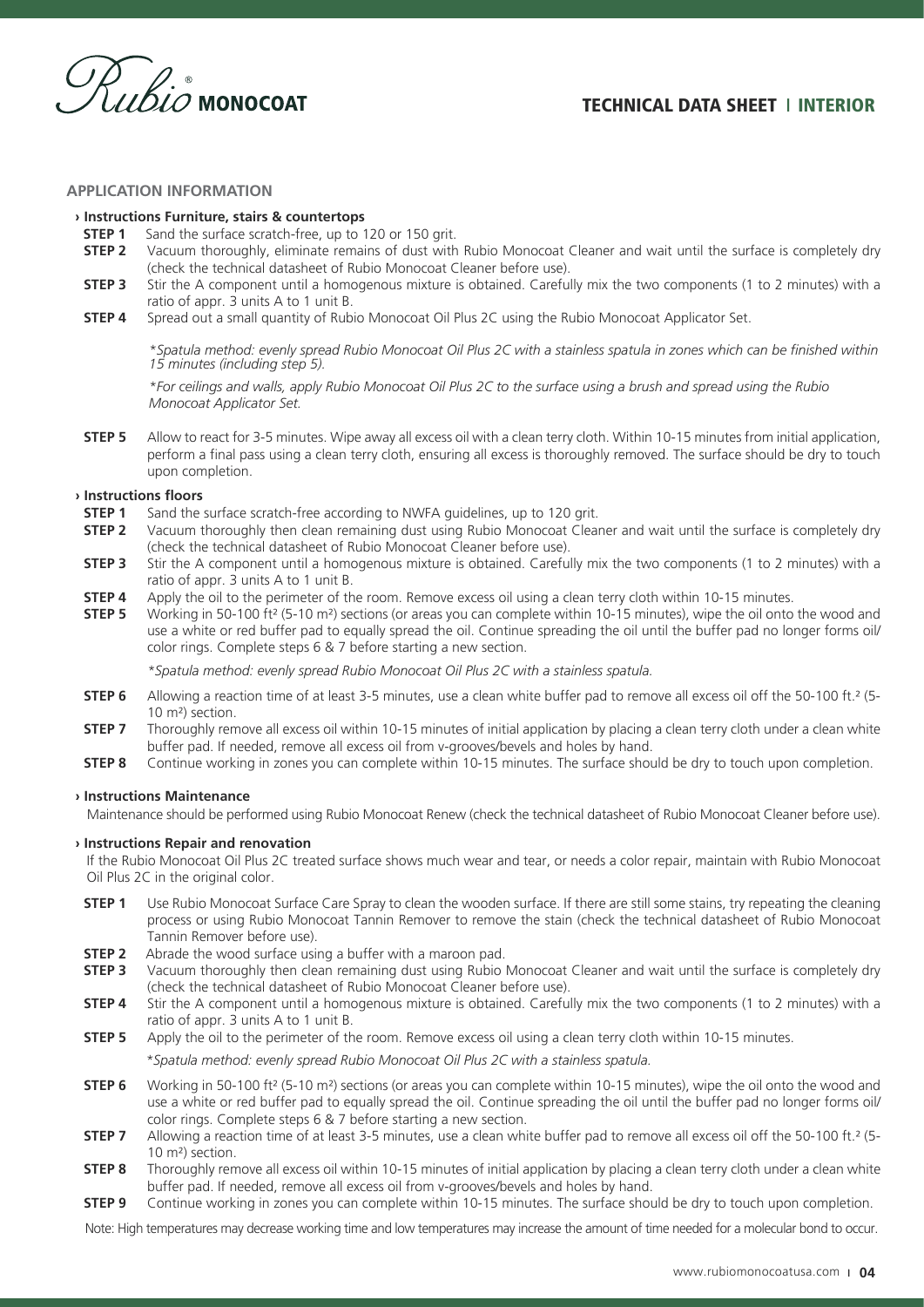## APPLICATION INFORMATION

### › Instructions Furniture, stairs & countertops

**STEP 1** Sand the surface scratch-free, up to 120 or 150 grit.

**STEP 2** Vacuum thoroughly, eliminate remains of dust with Rubio Monocoat Cleaner and wait until the surface is completely dry (check the technical datasheet of Rubio Monocoat Cleaner before use).

**STEP 3** Stir the A component until a homogenous mixture is obtained. Carefully mix the two components (1 to 2 minutes) with a ratio of appr. 3 units A to 1 unit B.

**STEP 4** Spread out a small quantity of Rubio Monocoat Oil Plus 2C using the Rubio Monocoat Applicator Set.

*\*Spatula method: evenly spread Rubio Monocoat Oil Plus 2C with a stainless spatula in zones which can be finished within 15 minutes (including step 5).*

*\*For ceilings and walls, apply Rubio Monocoat Oil Plus 2C to the surface using a brush and spread using the Rubio Monocoat Applicator Set.*

**STEP 5** Allow to react for 3-5 minutes. Wipe away all excess oil with a clean terry cloth. Within 10-15 minutes from initial application, perform a final pass using a clean terry cloth, ensuring all excess is thoroughly removed. The surface should be dry to touch upon completion.

### › Instructions floors

**STEP 1** Sand the surface scratch-free according to NWFA guidelines, up to 120 grit.

**STEP 2** Vacuum thoroughly then clean remaining dust using Rubio Monocoat Cleaner and wait until the surface is completely dry (check the technical datasheet of Rubio Monocoat Cleaner before use).

**STEP 3** Stir the A component until a homogenous mixture is obtained. Carefully mix the two components (1 to 2 minutes) with a ratio of appr. 3 units A to 1 unit B.

**STEP 4** Apply the oil to the perimeter of the room. Remove excess oil using a clean terry cloth within 10-15 minutes.

**STEP 5** Working in 50-100 ft² (5-10 m²) sections (or areas you can complete within 10-15 minutes), wipe the oil onto the wood and use a white or red buffer pad to equally spread the oil. Continue spreading the oil until the buffer pad no longer forms oil/color rings. Complete steps 6 & 7 before starting a new section.

*\*Spatula method: evenly spread Rubio Monocoat Oil Plus 2C with a stainless spatula.*

**STEP 6** Allowing a reaction time of at least 3-5 minutes, use a clean white buffer pad to remove all excess oil off the 50-100 ft.² (5-10 m²) section.

**STEP 7** Thoroughly remove all excess oil within 10-15 minutes of initial application by placing a clean terry cloth under a clean white buffer pad. If needed, remove all excess oil from v-grooves/bevels and holes by hand.

**STEP 8** Continue working in zones you can complete within 10-15 minutes. The surface should be dry to touch upon completion.

### › Instructions Maintenance

Maintenance should be performed using Rubio Monocoat Renew (check the technical datasheet of Rubio Monocoat Cleaner before use).

### › Instructions Repair and renovation

If the Rubio Monocoat Oil Plus 2C treated surface shows much wear and tear, or needs a color repair, maintain with Rubio Monocoat Oil Plus 2C in the original color.

**STEP 1** Use Rubio Monocoat Surface Care Spray to clean the wooden surface. If there are still some stains, try repeating the cleaning process or using Rubio Monocoat Tannin Remover to remove the stain (check the technical datasheet of Rubio Monocoat Tannin Remover before use).

**STEP 2** Abrade the wood surface using a buffer with a maroon pad.

**STEP 3** Vacuum thoroughly then clean remaining dust using Rubio Monocoat Cleaner and wait until the surface is completely dry (check the technical datasheet of Rubio Monocoat Cleaner before use).

**STEP 4** Stir the A component until a homogenous mixture is obtained. Carefully mix the two components (1 to 2 minutes) with a ratio of appr. 3 units A to 1 unit B.

**STEP 5** Apply the oil to the perimeter of the room. Remove excess oil using a clean terry cloth within 10-15 minutes.

*\*Spatula method: evenly spread Rubio Monocoat Oil Plus 2C with a stainless spatula.*

**STEP 6** Working in 50-100 ft² (5-10 m²) sections (or areas you can complete within 10-15 minutes), wipe the oil onto the wood and use a white or red buffer pad to equally spread the oil. Continue spreading the oil until the buffer pad no longer forms oil/color rings. Complete steps 6 & 7 before starting a new section.

**STEP 7** Allowing a reaction time of at least 3-5 minutes, use a clean white buffer pad to remove all excess oil off the 50-100 ft.² (5-10 m²) section.

**STEP 8** Thoroughly remove all excess oil within 10-15 minutes of initial application by placing a clean terry cloth under a clean white buffer pad. If needed, remove all excess oil from v-grooves/bevels and holes by hand.

**STEP 9** Continue working in zones you can complete within 10-15 minutes. The surface should be dry to touch upon completion.

Note: High temperatures may decrease working time and low temperatures may increase the amount of time needed for a molecular bond to occur.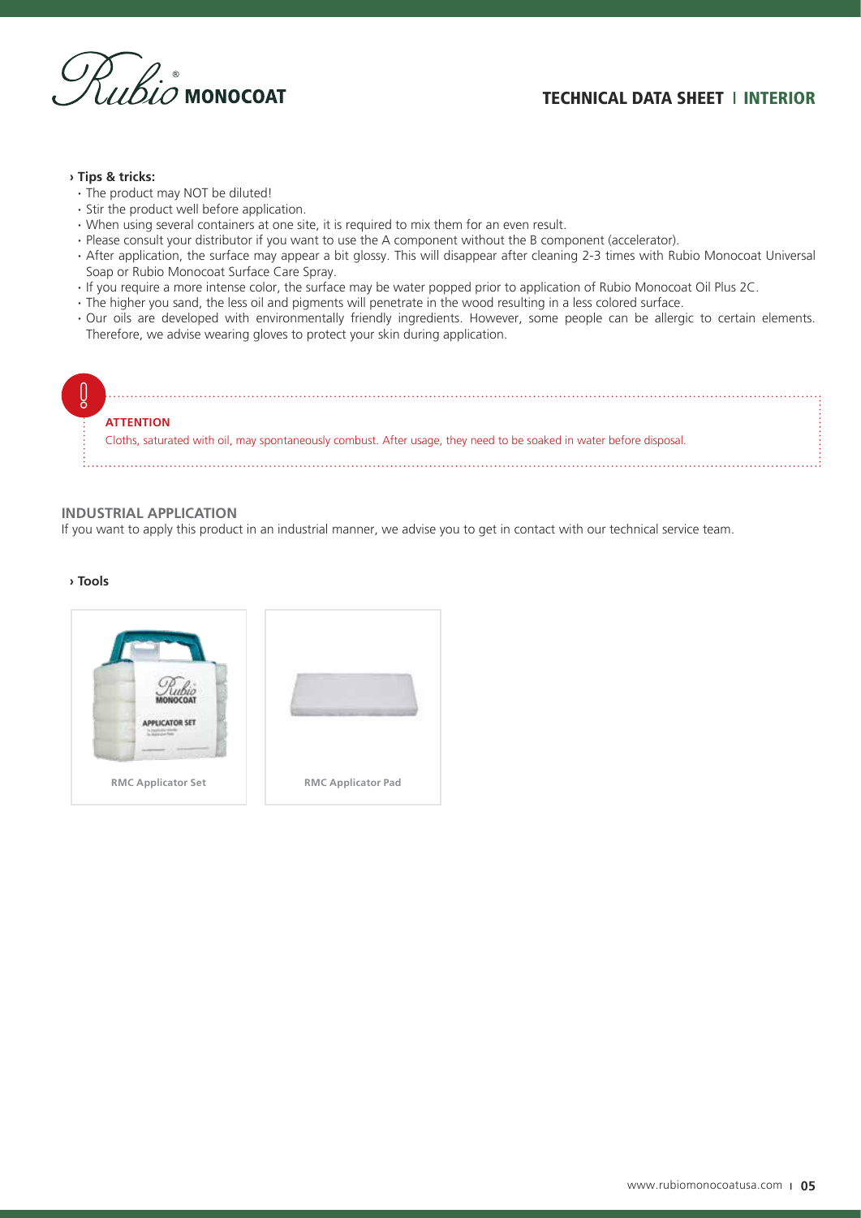**› Tips & tricks:**

- The product may NOT be diluted!
- Stir the product well before application.
- When using several containers at one site, it is required to mix them for an even result.
- Please consult your distributor if you want to use the A component without the B component (accelerator).
- After application, the surface may appear a bit glossy. This will disappear after cleaning 2-3 times with Rubio Monocoat Universal Soap or Rubio Monocoat Surface Care Spray.
- If you require a more intense color, the surface may be water popped prior to application of Rubio Monocoat Oil Plus 2C.
- The higher you sand, the less oil and pigments will penetrate in the wood resulting in a less colored surface.
- Our oils are developed with environmentally friendly ingredients. However, some people can be allergic to certain elements. Therefore, we advise wearing gloves to protect your skin during application.

**ATTENTION**

Cloths, saturated with oil, may spontaneously combust. After usage, they need to be soaked in water before disposal.

## INDUSTRIAL APPLICATION

If you want to apply this product in an industrial manner, we advise you to get in contact with our technical service team.

**› Tools**

RMC Applicator Set

RMC Applicator Pad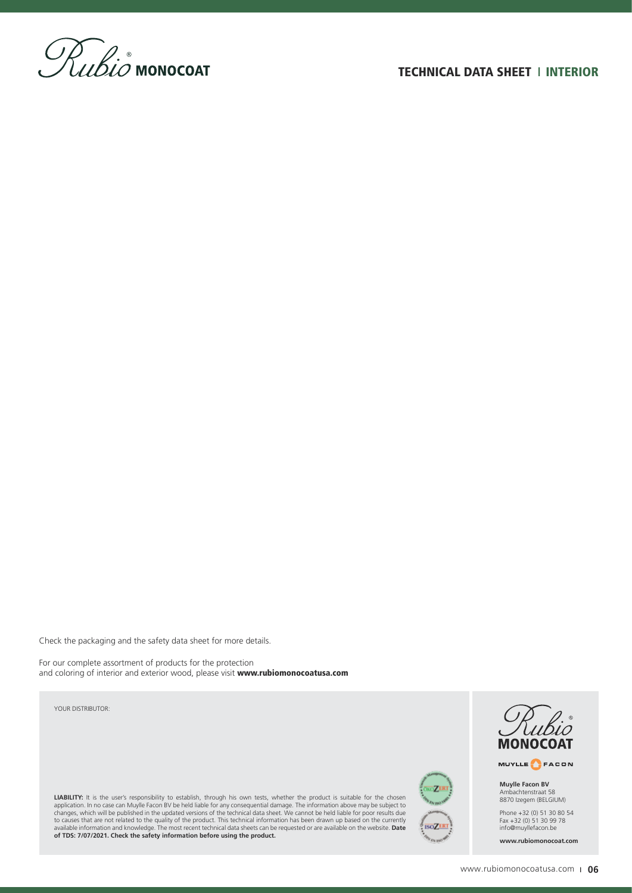Check the packaging and the safety data sheet for more details.

For our complete assortment of products for the protection and coloring of interior and exterior wood, please visit **www.rubiomonocoatusa.com**

YOUR DISTRIBUTOR:

**LIABILITY:** It is the user's responsibility to establish, through his own tests, whether the product is suitable for the chosen application. In no case can Muylle Facon BV be held liable for any consequential damage. The information above may be subject to changes, which will be published in the updated versions of the technical data sheet. We cannot be held liable for poor results due to causes that are not related to the quality of the product. This technical information has been drawn up based on the currently available information and knowledge. The most recent technical data sheets can be requested or are available on the website. **Date of TDS: 7/07/2021. Check the safety information before using the product.**

**Muylle Facon BV**
Ambachtenstraat 58
8870 Izegem (BELGIUM)

Phone +32 (0) 51 30 80 54
Fax +32 (0) 51 30 99 78
info@muyllefacon.be

**www.rubiomonocoat.com**